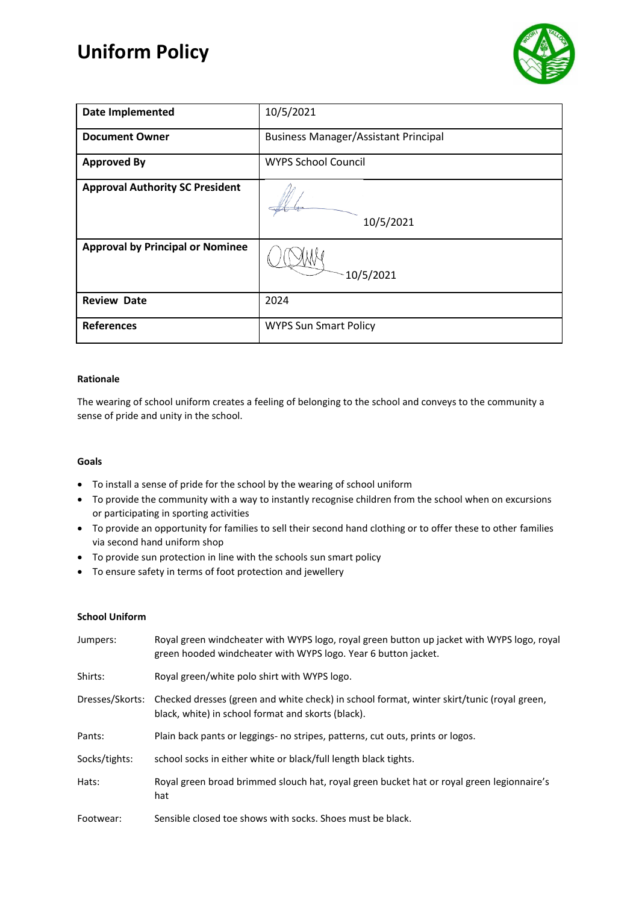# Uniform Policy

| Date Implemented | 10/5/2021 |
|---|---|
| Document Owner | Business Manager/Assistant Principal |
| Approved By | WYPS School Council |
| Approval Authority SC President | 10/5/2021 |
| Approval by Principal or Nominee | 10/5/2021 |
| Review Date | 2024 |
| References | WYPS Sun Smart Policy |

### Rationale

The wearing of school uniform creates a feeling of belonging to the school and conveys to the community a sense of pride and unity in the school.

### Goals

- To install a sense of pride for the school by the wearing of school uniform
- To provide the community with a way to instantly recognise children from the school when on excursions or participating in sporting activities
- To provide an opportunity for families to sell their second hand clothing or to offer these to other families via second hand uniform shop
- To provide sun protection in line with the schools sun smart policy
- To ensure safety in terms of foot protection and jewellery

### School Uniform

Jumpers: Royal green windcheater with WYPS logo, royal green button up jacket with WYPS logo, royal green hooded windcheater with WYPS logo. Year 6 button jacket.

Shirts: Royal green/white polo shirt with WYPS logo.

Dresses/Skorts: Checked dresses (green and white check) in school format, winter skirt/tunic (royal green, black, white) in school format and skorts (black).

Pants: Plain back pants or leggings- no stripes, patterns, cut outs, prints or logos.

Socks/tights: school socks in either white or black/full length black tights.

Hats: Royal green broad brimmed slouch hat, royal green bucket hat or royal green legionnaire's hat

Footwear: Sensible closed toe shows with socks. Shoes must be black.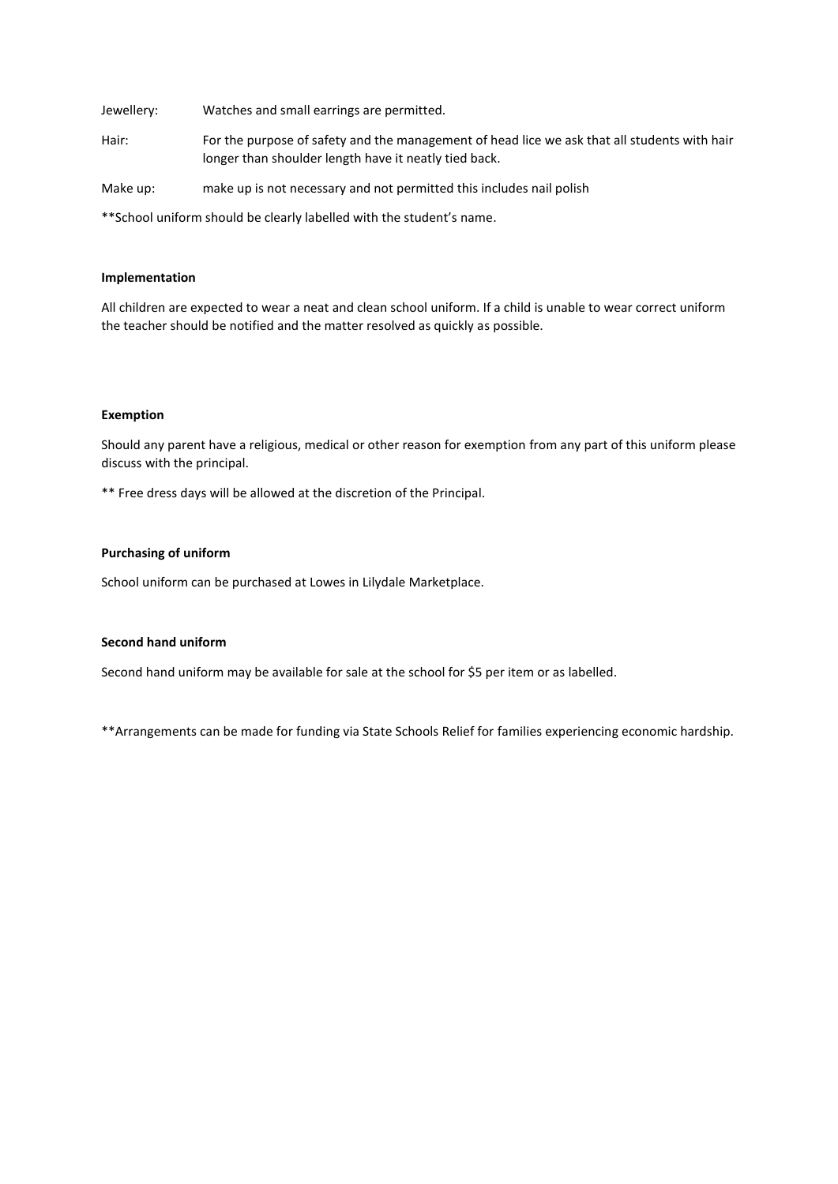Jewellery: Watches and small earrings are permitted.

Hair: For the purpose of safety and the management of head lice we ask that all students with hair longer than shoulder length have it neatly tied back.

Make up: make up is not necessary and not permitted this includes nail polish

**School uniform should be clearly labelled with the student's name.

**Implementation**

All children are expected to wear a neat and clean school uniform. If a child is unable to wear correct uniform the teacher should be notified and the matter resolved as quickly as possible.

**Exemption**

Should any parent have a religious, medical or other reason for exemption from any part of this uniform please discuss with the principal.

** Free dress days will be allowed at the discretion of the Principal.

**Purchasing of uniform**

School uniform can be purchased at Lowes in Lilydale Marketplace.

**Second hand uniform**

Second hand uniform may be available for sale at the school for $5 per item or as labelled.

**Arrangements can be made for funding via State Schools Relief for families experiencing economic hardship.